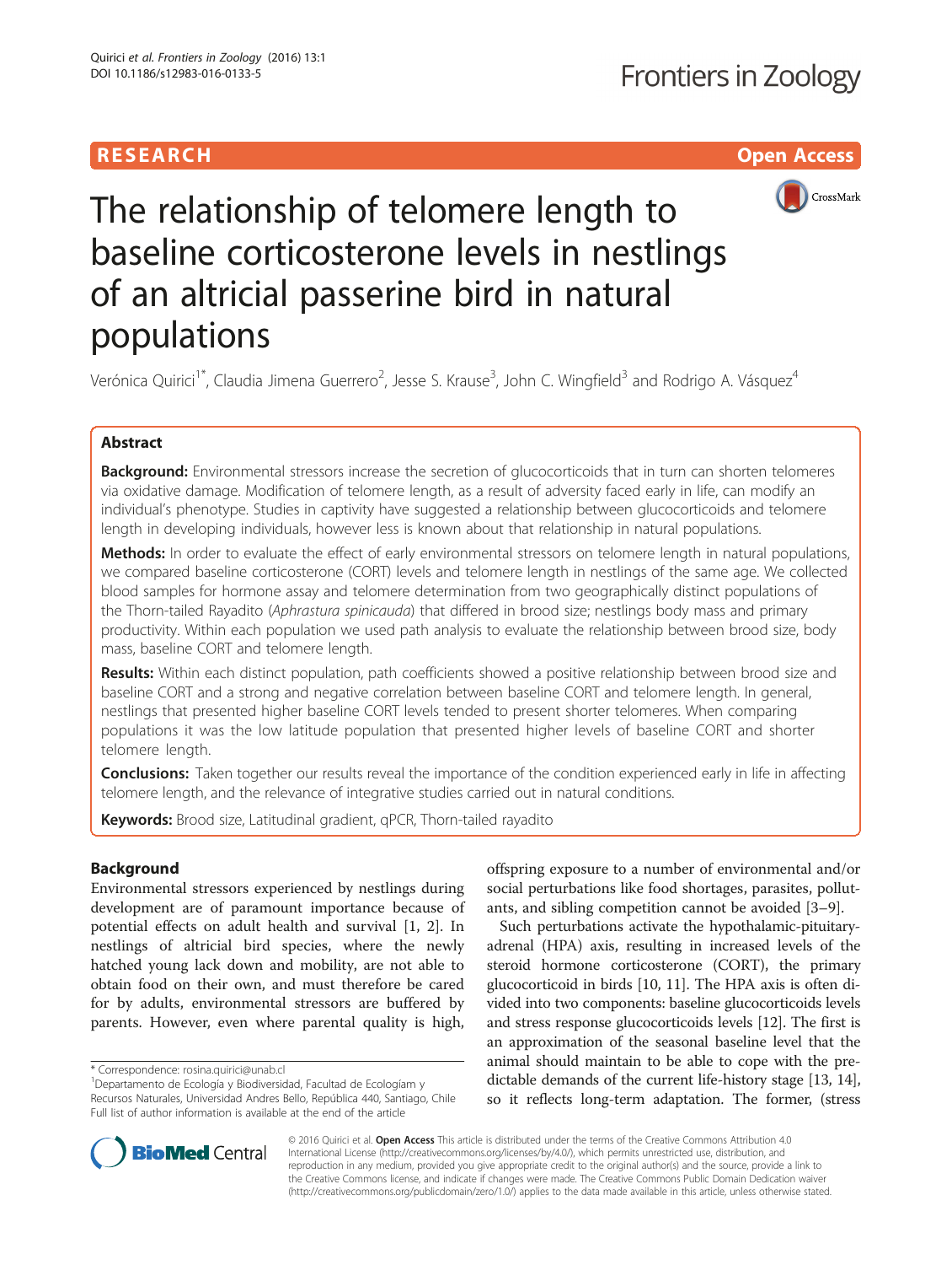RESEARCH Open Access

# The relationship of telomere length to baseline corticosterone levels in nestlings of an altricial passerine bird in natural populations

Verónica Quirici[1*], Claudia Jimena Guerrero[2], Jesse S. Krause[3], John C. Wingfield[3] and Rodrigo A. Vásquez[4]

## Abstract

**Background:** Environmental stressors increase the secretion of glucocorticoids that in turn can shorten telomeres via oxidative damage. Modification of telomere length, as a result of adversity faced early in life, can modify an individual's phenotype. Studies in captivity have suggested a relationship between glucocorticoids and telomere length in developing individuals, however less is known about that relationship in natural populations.

**Methods:** In order to evaluate the effect of early environmental stressors on telomere length in natural populations, we compared baseline corticosterone (CORT) levels and telomere length in nestlings of the same age. We collected blood samples for hormone assay and telomere determination from two geographically distinct populations of the Thorn-tailed Rayadito (*Aphrastura spinicauda*) that differed in brood size; nestlings body mass and primary productivity. Within each population we used path analysis to evaluate the relationship between brood size, body mass, baseline CORT and telomere length.

**Results:** Within each distinct population, path coefficients showed a positive relationship between brood size and baseline CORT and a strong and negative correlation between baseline CORT and telomere length. In general, nestlings that presented higher baseline CORT levels tended to present shorter telomeres. When comparing populations it was the low latitude population that presented higher levels of baseline CORT and shorter telomere length.

**Conclusions:** Taken together our results reveal the importance of the condition experienced early in life in affecting telomere length, and the relevance of integrative studies carried out in natural conditions.

**Keywords:** Brood size, Latitudinal gradient, qPCR, Thorn-tailed rayadito

## Background

Environmental stressors experienced by nestlings during development are of paramount importance because of potential effects on adult health and survival [1, 2]. In nestlings of altricial bird species, where the newly hatched young lack down and mobility, are not able to obtain food on their own, and must therefore be cared for by adults, environmental stressors are buffered by parents. However, even where parental quality is high, offspring exposure to a number of environmental and/or social perturbations like food shortages, parasites, pollutants, and sibling competition cannot be avoided [3–9].

Such perturbations activate the hypothalamic-pituitary-adrenal (HPA) axis, resulting in increased levels of the steroid hormone corticosterone (CORT), the primary glucocorticoid in birds [10, 11]. The HPA axis is often divided into two components: baseline glucocorticoids levels and stress response glucocorticoids levels [12]. The first is an approximation of the seasonal baseline level that the animal should maintain to be able to cope with the predictable demands of the current life-history stage [13, 14], so it reflects long-term adaptation. The former, (stress

\* Correspondence: rosina.quirici@unab.cl
[1]Departamento de Ecología y Biodiversidad, Facultad de Ecologíam y Recursos Naturales, Universidad Andres Bello, República 440, Santiago, Chile
Full list of author information is available at the end of the article

© 2016 Quirici et al. **Open Access** This article is distributed under the terms of the Creative Commons Attribution 4.0 International License (http://creativecommons.org/licenses/by/4.0/), which permits unrestricted use, distribution, and reproduction in any medium, provided you give appropriate credit to the original author(s) and the source, provide a link to the Creative Commons license, and indicate if changes were made. The Creative Commons Public Domain Dedication waiver (http://creativecommons.org/publicdomain/zero/1.0/) applies to the data made available in this article, unless otherwise stated.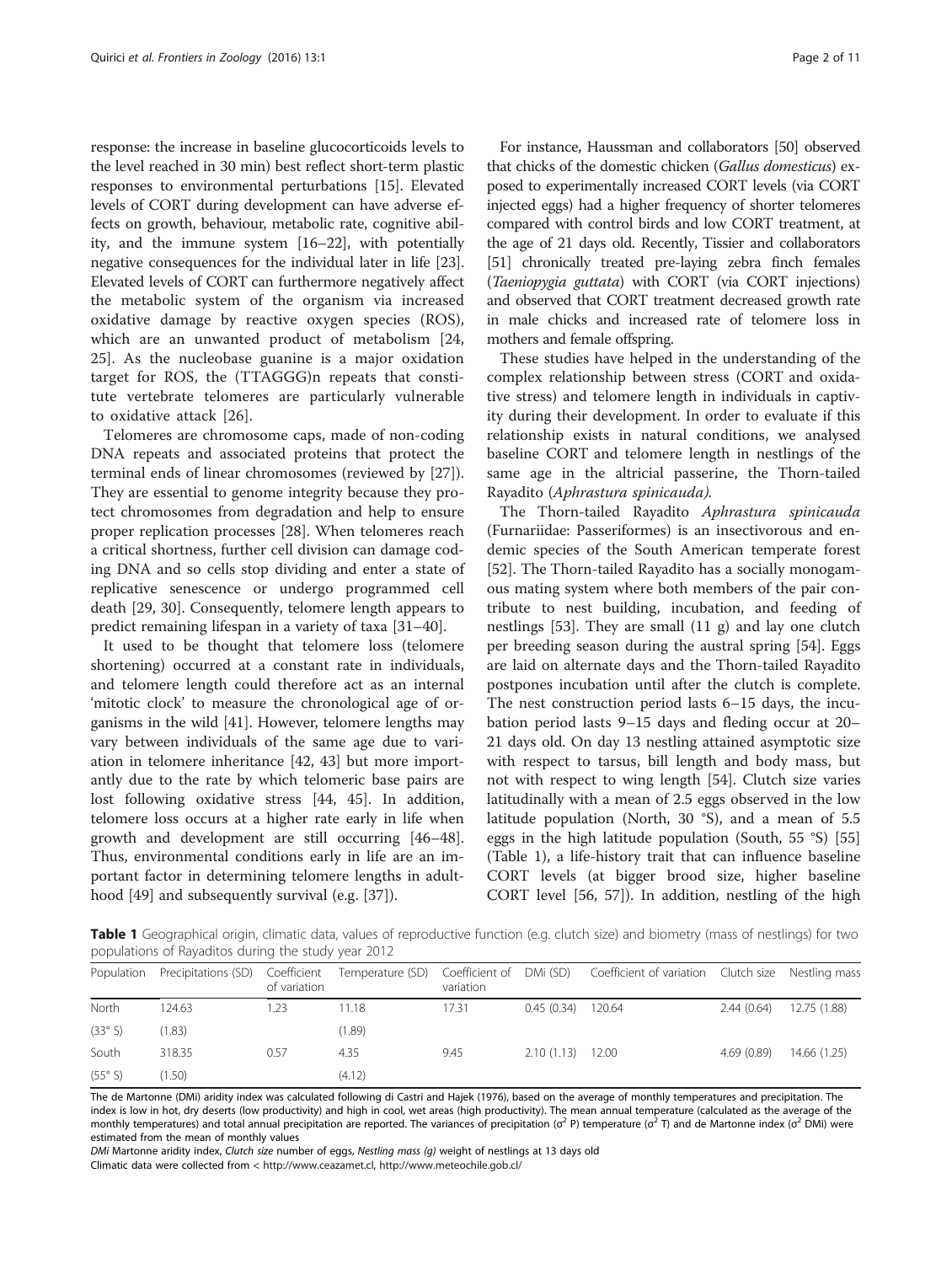response: the increase in baseline glucocorticoids levels to the level reached in 30 min) best reflect short-term plastic responses to environmental perturbations [15]. Elevated levels of CORT during development can have adverse effects on growth, behaviour, metabolic rate, cognitive ability, and the immune system [16–22], with potentially negative consequences for the individual later in life [23]. Elevated levels of CORT can furthermore negatively affect the metabolic system of the organism via increased oxidative damage by reactive oxygen species (ROS), which are an unwanted product of metabolism [24, 25]. As the nucleobase guanine is a major oxidation target for ROS, the (TTAGGG)n repeats that constitute vertebrate telomeres are particularly vulnerable to oxidative attack [26].

Telomeres are chromosome caps, made of non-coding DNA repeats and associated proteins that protect the terminal ends of linear chromosomes (reviewed by [27]). They are essential to genome integrity because they protect chromosomes from degradation and help to ensure proper replication processes [28]. When telomeres reach a critical shortness, further cell division can damage coding DNA and so cells stop dividing and enter a state of replicative senescence or undergo programmed cell death [29, 30]. Consequently, telomere length appears to predict remaining lifespan in a variety of taxa [31–40].

It used to be thought that telomere loss (telomere shortening) occurred at a constant rate in individuals, and telomere length could therefore act as an internal 'mitotic clock' to measure the chronological age of organisms in the wild [41]. However, telomere lengths may vary between individuals of the same age due to variation in telomere inheritance [42, 43] but more importantly due to the rate by which telomeric base pairs are lost following oxidative stress [44, 45]. In addition, telomere loss occurs at a higher rate early in life when growth and development are still occurring [46–48]. Thus, environmental conditions early in life are an important factor in determining telomere lengths in adulthood [49] and subsequently survival (e.g. [37]).

For instance, Haussman and collaborators [50] observed that chicks of the domestic chicken (*Gallus domesticus*) exposed to experimentally increased CORT levels (via CORT injected eggs) had a higher frequency of shorter telomeres compared with control birds and low CORT treatment, at the age of 21 days old. Recently, Tissier and collaborators [51] chronically treated pre-laying zebra finch females (*Taeniopygia guttata*) with CORT (via CORT injections) and observed that CORT treatment decreased growth rate in male chicks and increased rate of telomere loss in mothers and female offspring.

These studies have helped in the understanding of the complex relationship between stress (CORT and oxidative stress) and telomere length in individuals in captivity during their development. In order to evaluate if this relationship exists in natural conditions, we analysed baseline CORT and telomere length in nestlings of the same age in the altricial passerine, the Thorn-tailed Rayadito (*Aphrastura spinicauda)*.

The Thorn-tailed Rayadito *Aphrastura spinicauda* (Furnariidae: Passeriformes) is an insectivorous and endemic species of the South American temperate forest [52]. The Thorn-tailed Rayadito has a socially monogamous mating system where both members of the pair contribute to nest building, incubation, and feeding of nestlings [53]. They are small (11 g) and lay one clutch per breeding season during the austral spring [54]. Eggs are laid on alternate days and the Thorn-tailed Rayadito postpones incubation until after the clutch is complete. The nest construction period lasts 6–15 days, the incubation period lasts 9–15 days and fleding occur at 20–21 days old. On day 13 nestling attained asymptotic size with respect to tarsus, bill length and body mass, but not with respect to wing length [54]. Clutch size varies latitudinally with a mean of 2.5 eggs observed in the low latitude population (North, 30 °S), and a mean of 5.5 eggs in the high latitude population (South, 55 °S) [55] (Table 1), a life-history trait that can influence baseline CORT levels (at bigger brood size, higher baseline CORT level [56, 57]). In addition, nestling of the high

**Table 1** Geographical origin, climatic data, values of reproductive function (e.g. clutch size) and biometry (mass of nestlings) for two populations of Rayaditos during the study year 2012

| Population | Precipitations (SD) | Coefficient of variation | Temperature (SD) | Coefficient of variation | DMi (SD) | Coefficient of variation | Clutch size | Nestling mass |
|---|---|---|---|---|---|---|---|---|
| North | 124.63 | 1.23 | 11.18 | 17.31 | 0.45 (0.34) | 120.64 | 2.44 (0.64) | 12.75 (1.88) |
| (33° S) | (1.83) | | (1.89) | | | | | |
| South | 318.35 | 0.57 | 4.35 | 9.45 | 2.10 (1.13) | 12.00 | 4.69 (0.89) | 14.66 (1.25) |
| (55° S) | (1.50) | | (4.12) | | | | | |

The de Martonne (DMi) aridity index was calculated following di Castri and Hajek (1976), based on the average of monthly temperatures and precipitation. The index is low in hot, dry deserts (low productivity) and high in cool, wet areas (high productivity). The mean annual temperature (calculated as the average of the monthly temperatures) and total annual precipitation are reported. The variances of precipitation ($\sigma^2$ P) temperature ($\sigma^2$ T) and de Martonne index ($\sigma^2$ DMi) were estimated from the mean of monthly values

*DMi* Martonne aridity index, *Clutch size* number of eggs, *Nestling mass (g)* weight of nestlings at 13 days old

Climatic data were collected from < http://www.ceazamet.cl, http://www.meteochile.gob.cl/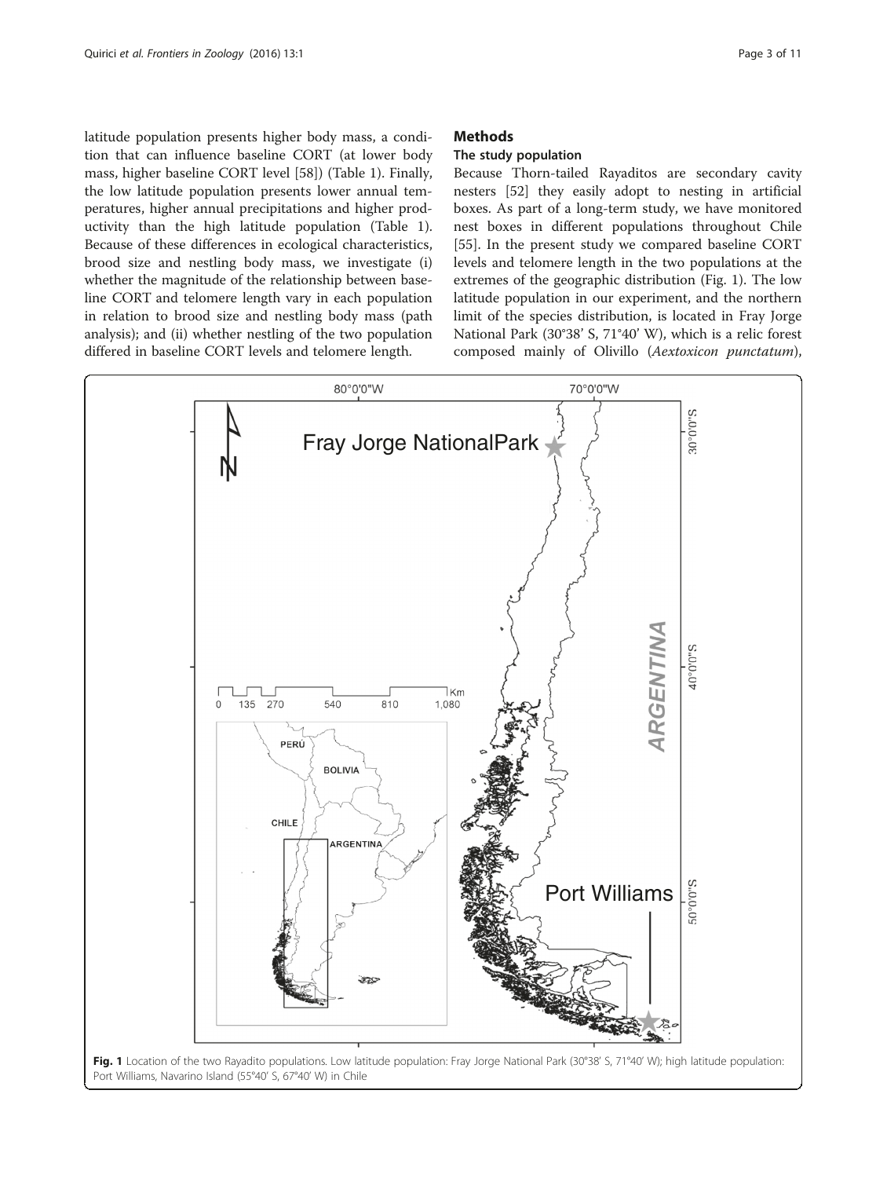latitude population presents higher body mass, a condition that can influence baseline CORT (at lower body mass, higher baseline CORT level [58]) (Table 1). Finally, the low latitude population presents lower annual temperatures, higher annual precipitations and higher productivity than the high latitude population (Table 1). Because of these differences in ecological characteristics, brood size and nestling body mass, we investigate (i) whether the magnitude of the relationship between baseline CORT and telomere length vary in each population in relation to brood size and nestling body mass (path analysis); and (ii) whether nestling of the two population differed in baseline CORT levels and telomere length.

## Methods

### The study population

Because Thorn-tailed Rayaditos are secondary cavity nesters [52] they easily adopt to nesting in artificial boxes. As part of a long-term study, we have monitored nest boxes in different populations throughout Chile [55]. In the present study we compared baseline CORT levels and telomere length in the two populations at the extremes of the geographic distribution (Fig. 1). The low latitude population in our experiment, and the northern limit of the species distribution, is located in Fray Jorge National Park (30°38′ S, 71°40′ W), which is a relic forest composed mainly of Olivillo (*Aextoxicon punctatum*),

**Fig. 1** Location of the two Rayadito populations. Low latitude population: Fray Jorge National Park (30°38′ S, 71°40′ W); high latitude population: Port Williams, Navarino Island (55°40′ S, 67°40′ W) in Chile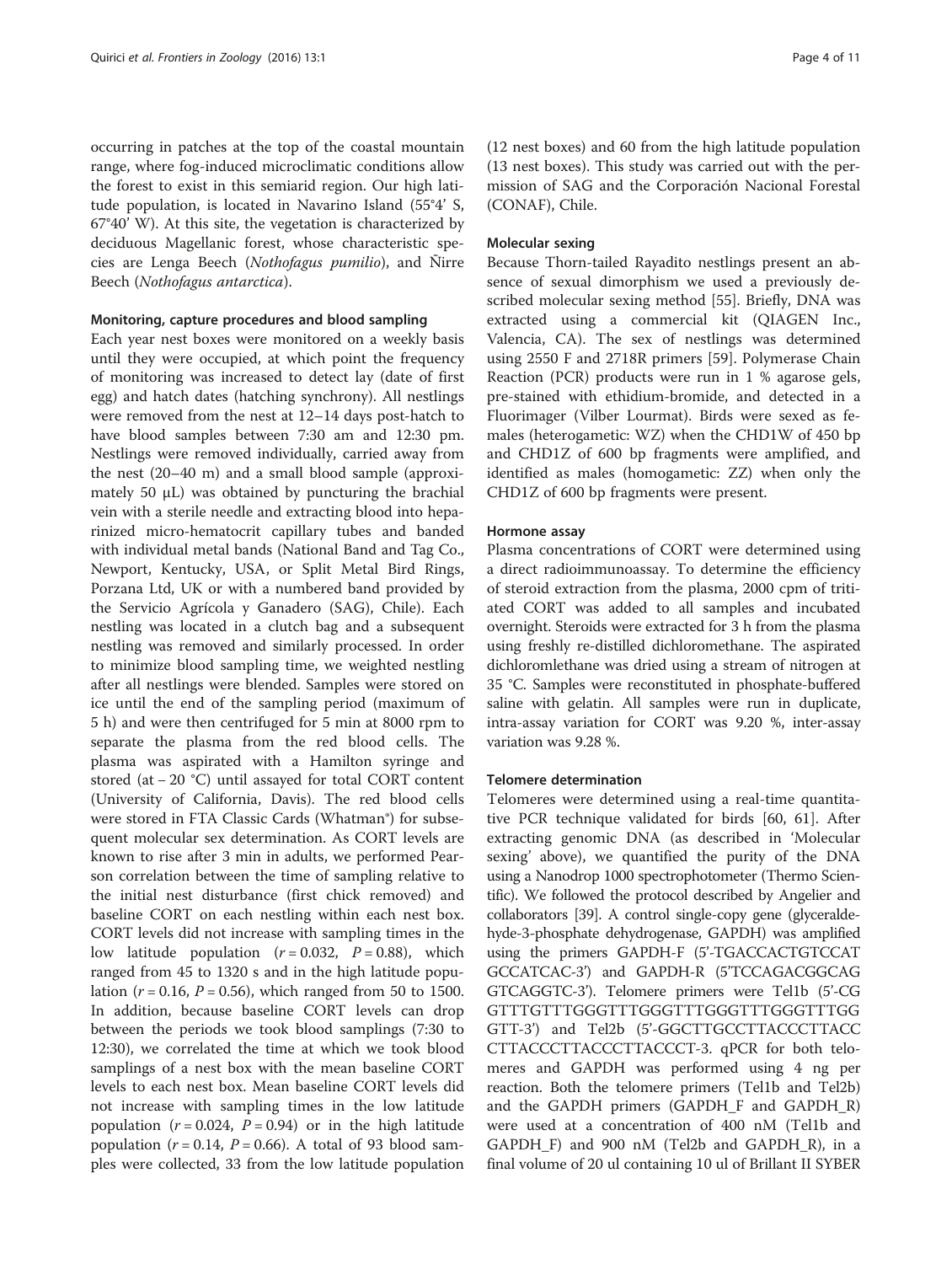occurring in patches at the top of the coastal mountain range, where fog-induced microclimatic conditions allow the forest to exist in this semiarid region. Our high latitude population, is located in Navarino Island (55°4' S, 67°40' W). At this site, the vegetation is characterized by deciduous Magellanic forest, whose characteristic species are Lenga Beech (*Nothofagus pumilio*), and Ñirre Beech (*Nothofagus antarctica*).

#### Monitoring, capture procedures and blood sampling

Each year nest boxes were monitored on a weekly basis until they were occupied, at which point the frequency of monitoring was increased to detect lay (date of first egg) and hatch dates (hatching synchrony). All nestlings were removed from the nest at 12–14 days post-hatch to have blood samples between 7:30 am and 12:30 pm. Nestlings were removed individually, carried away from the nest (20–40 m) and a small blood sample (approximately 50 μL) was obtained by puncturing the brachial vein with a sterile needle and extracting blood into heparinized micro-hematocrit capillary tubes and banded with individual metal bands (National Band and Tag Co., Newport, Kentucky, USA, or Split Metal Bird Rings, Porzana Ltd, UK or with a numbered band provided by the Servicio Agrícola y Ganadero (SAG), Chile). Each nestling was located in a clutch bag and a subsequent nestling was removed and similarly processed. In order to minimize blood sampling time, we weighted nestling after all nestlings were blended. Samples were stored on ice until the end of the sampling period (maximum of 5 h) and were then centrifuged for 5 min at 8000 rpm to separate the plasma from the red blood cells. The plasma was aspirated with a Hamilton syringe and stored (at − 20 °C) until assayed for total CORT content (University of California, Davis). The red blood cells were stored in FTA Classic Cards (Whatman®) for subsequent molecular sex determination. As CORT levels are known to rise after 3 min in adults, we performed Pearson correlation between the time of sampling relative to the initial nest disturbance (first chick removed) and baseline CORT on each nestling within each nest box. CORT levels did not increase with sampling times in the low latitude population ($r = 0.032$, $P = 0.88$), which ranged from 45 to 1320 s and in the high latitude population ($r = 0.16$, $P = 0.56$), which ranged from 50 to 1500. In addition, because baseline CORT levels can drop between the periods we took blood samplings (7:30 to 12:30), we correlated the time at which we took blood samplings of a nest box with the mean baseline CORT levels to each nest box. Mean baseline CORT levels did not increase with sampling times in the low latitude population ($r = 0.024$, $P = 0.94$) or in the high latitude population ($r = 0.14$, $P = 0.66$). A total of 93 blood samples were collected, 33 from the low latitude population (12 nest boxes) and 60 from the high latitude population (13 nest boxes). This study was carried out with the permission of SAG and the Corporación Nacional Forestal (CONAF), Chile.

#### Molecular sexing

Because Thorn-tailed Rayadito nestlings present an absence of sexual dimorphism we used a previously described molecular sexing method [55]. Briefly, DNA was extracted using a commercial kit (QIAGEN Inc., Valencia, CA). The sex of nestlings was determined using 2550 F and 2718R primers [59]. Polymerase Chain Reaction (PCR) products were run in 1 % agarose gels, pre-stained with ethidium-bromide, and detected in a Fluorimager (Vilber Lourmat). Birds were sexed as females (heterogametic: WZ) when the CHD1W of 450 bp and CHD1Z of 600 bp fragments were amplified, and identified as males (homogametic: ZZ) when only the CHD1Z of 600 bp fragments were present.

#### Hormone assay

Plasma concentrations of CORT were determined using a direct radioimmunoassay. To determine the efficiency of steroid extraction from the plasma, 2000 cpm of tritiated CORT was added to all samples and incubated overnight. Steroids were extracted for 3 h from the plasma using freshly re-distilled dichloromethane. The aspirated dichloromlethane was dried using a stream of nitrogen at 35 °C. Samples were reconstituted in phosphate-buffered saline with gelatin. All samples were run in duplicate, intra-assay variation for CORT was 9.20 %, inter-assay variation was 9.28 %.

#### Telomere determination

Telomeres were determined using a real-time quantitative PCR technique validated for birds [60, 61]. After extracting genomic DNA (as described in 'Molecular sexing' above), we quantified the purity of the DNA using a Nanodrop 1000 spectrophotometer (Thermo Scientific). We followed the protocol described by Angelier and collaborators [39]. A control single-copy gene (glyceraldehyde-3-phosphate dehydrogenase, GAPDH) was amplified using the primers GAPDH-F (5'-TGACCACTGTCCATGCCATCAC-3') and GAPDH-R (5'TCCAGACGGCAGGTCAGGTC-3'). Telomere primers were Tel1b (5'-CGGTTTGTTTGGGTTTGGGTTTGGGTTTGGGTTTGGGTT-3') and Tel2b (5'-GGCTTGCCTTACCCTTACCCTTACCCTTACCCTTACCCT-3. qPCR for both telomeres and GAPDH was performed using 4 ng per reaction. Both the telomere primers (Tel1b and Tel2b) and the GAPDH primers (GAPDH_F and GAPDH_R) were used at a concentration of 400 nM (Tel1b and GAPDH_F) and 900 nM (Tel2b and GAPDH_R), in a final volume of 20 ul containing 10 ul of Brillant II SYBER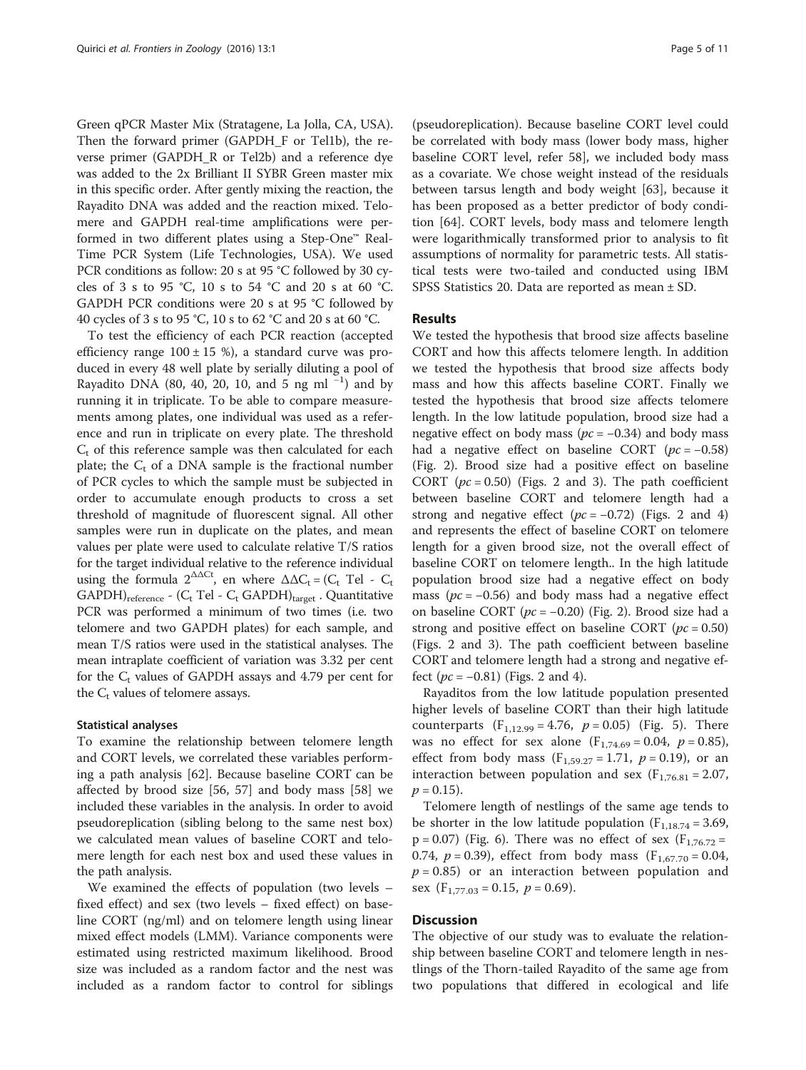Green qPCR Master Mix (Stratagene, La Jolla, CA, USA). Then the forward primer (GAPDH_F or Tel1b), the reverse primer (GAPDH_R or Tel2b) and a reference dye was added to the 2x Brilliant II SYBR Green master mix in this specific order. After gently mixing the reaction, the Rayadito DNA was added and the reaction mixed. Telomere and GAPDH real-time amplifications were performed in two different plates using a Step-One™ Real-Time PCR System (Life Technologies, USA). We used PCR conditions as follow: 20 s at 95 °C followed by 30 cycles of 3 s to 95 °C, 10 s to 54 °C and 20 s at 60 °C. GAPDH PCR conditions were 20 s at 95 °C followed by 40 cycles of 3 s to 95 °C, 10 s to 62 °C and 20 s at 60 °C.

To test the efficiency of each PCR reaction (accepted efficiency range 100 ± 15 %), a standard curve was produced in every 48 well plate by serially diluting a pool of Rayadito DNA (80, 40, 20, 10, and 5 ng ml $^{-1}$) and by running it in triplicate. To be able to compare measurements among plates, one individual was used as a reference and run in triplicate on every plate. The threshold $C_t$ of this reference sample was then calculated for each plate; the $C_t$ of a DNA sample is the fractional number of PCR cycles to which the sample must be subjected in order to accumulate enough products to cross a set threshold of magnitude of fluorescent signal. All other samples were run in duplicate on the plates, and mean values per plate were used to calculate relative T/S ratios for the target individual relative to the reference individual using the formula $2^{\Delta\Delta Ct}$, en where $\Delta\Delta C_t = (C_t \text{ Tel} - C_t \text{ GAPDH})_{\text{reference}} - (C_t \text{ Tel} - C_t \text{ GAPDH})_{\text{target}}$. Quantitative PCR was performed a minimum of two times (i.e. two telomere and two GAPDH plates) for each sample, and mean T/S ratios were used in the statistical analyses. The mean intraplate coefficient of variation was 3.32 per cent for the $C_t$ values of GAPDH assays and 4.79 per cent for the $C_t$ values of telomere assays.

### Statistical analyses

To examine the relationship between telomere length and CORT levels, we correlated these variables performing a path analysis [62]. Because baseline CORT can be affected by brood size [56, 57] and body mass [58] we included these variables in the analysis. In order to avoid pseudoreplication (sibling belong to the same nest box) we calculated mean values of baseline CORT and telomere length for each nest box and used these values in the path analysis.

We examined the effects of population (two levels – fixed effect) and sex (two levels – fixed effect) on baseline CORT (ng/ml) and on telomere length using linear mixed effect models (LMM). Variance components were estimated using restricted maximum likelihood. Brood size was included as a random factor and the nest was included as a random factor to control for siblings (pseudoreplication). Because baseline CORT level could be correlated with body mass (lower body mass, higher baseline CORT level, refer 58], we included body mass as a covariate. We chose weight instead of the residuals between tarsus length and body weight [63], because it has been proposed as a better predictor of body condition [64]. CORT levels, body mass and telomere length were logarithmically transformed prior to analysis to fit assumptions of normality for parametric tests. All statistical tests were two-tailed and conducted using IBM SPSS Statistics 20. Data are reported as mean ± SD.

## Results

We tested the hypothesis that brood size affects baseline CORT and how this affects telomere length. In addition we tested the hypothesis that brood size affects body mass and how this affects baseline CORT. Finally we tested the hypothesis that brood size affects telomere length. In the low latitude population, brood size had a negative effect on body mass ($pc = -0.34$) and body mass had a negative effect on baseline CORT ($pc = -0.58$) (Fig. 2). Brood size had a positive effect on baseline CORT ($pc = 0.50$) (Figs. 2 and 3). The path coefficient between baseline CORT and telomere length had a strong and negative effect ($pc = -0.72$) (Figs. 2 and 4) and represents the effect of baseline CORT on telomere length for a given brood size, not the overall effect of baseline CORT on telomere length.. In the high latitude population brood size had a negative effect on body mass ($pc = -0.56$) and body mass had a negative effect on baseline CORT ($pc = -0.20$) (Fig. 2). Brood size had a strong and positive effect on baseline CORT ($pc = 0.50$) (Figs. 2 and 3). The path coefficient between baseline CORT and telomere length had a strong and negative effect ($pc = -0.81$) (Figs. 2 and 4).

Rayaditos from the low latitude population presented higher levels of baseline CORT than their high latitude counterparts ($F_{1,12.99} = 4.76$, $p = 0.05$) (Fig. 5). There was no effect for sex alone ($F_{1,74.69} = 0.04$, $p = 0.85$), effect from body mass ($F_{1,59.27} = 1.71$, $p = 0.19$), or an interaction between population and sex ($F_{1,76.81} = 2.07$, $p = 0.15$).

Telomere length of nestlings of the same age tends to be shorter in the low latitude population ($F_{1,18.74} = 3.69$, $p = 0.07$) (Fig. 6). There was no effect of sex ($F_{1,76.72} = 0.74$, $p = 0.39$), effect from body mass ($F_{1,67.70} = 0.04$, $p = 0.85$) or an interaction between population and sex ($F_{1,77.03} = 0.15$, $p = 0.69$).

## Discussion

The objective of our study was to evaluate the relationship between baseline CORT and telomere length in nestlings of the Thorn-tailed Rayadito of the same age from two populations that differed in ecological and life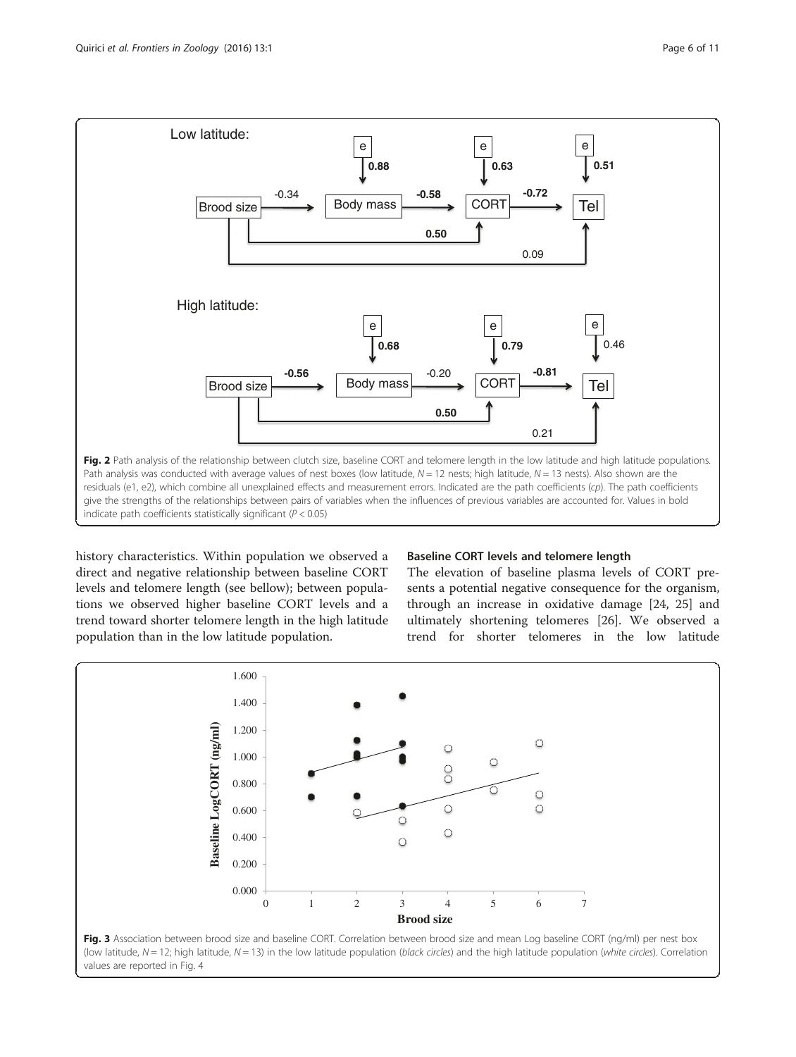**Fig. 2** Path analysis of the relationship between clutch size, baseline CORT and telomere length in the low latitude and high latitude populations. Path analysis was conducted with average values of nest boxes (low latitude, $N = 12$ nests; high latitude, $N = 13$ nests). Also shown are the residuals (e1, e2), which combine all unexplained effects and measurement errors. Indicated are the path coefficients (*cp*). The path coefficients give the strengths of the relationships between pairs of variables when the influences of previous variables are accounted for. Values in bold indicate path coefficients statistically significant ($P < 0.05$)

history characteristics. Within population we observed a direct and negative relationship between baseline CORT levels and telomere length (see bellow); between populations we observed higher baseline CORT levels and a trend toward shorter telomere length in the high latitude population than in the low latitude population.

### Baseline CORT levels and telomere length

The elevation of baseline plasma levels of CORT presents a potential negative consequence for the organism, through an increase in oxidative damage [24, 25] and ultimately shortening telomeres [26]. We observed a trend for shorter telomeres in the low latitude

**Fig. 3** Association between brood size and baseline CORT. Correlation between brood size and mean Log baseline CORT (ng/ml) per nest box (low latitude, $N = 12$; high latitude, $N = 13$) in the low latitude population (*black circles*) and the high latitude population (*white circles*). Correlation values are reported in Fig. 4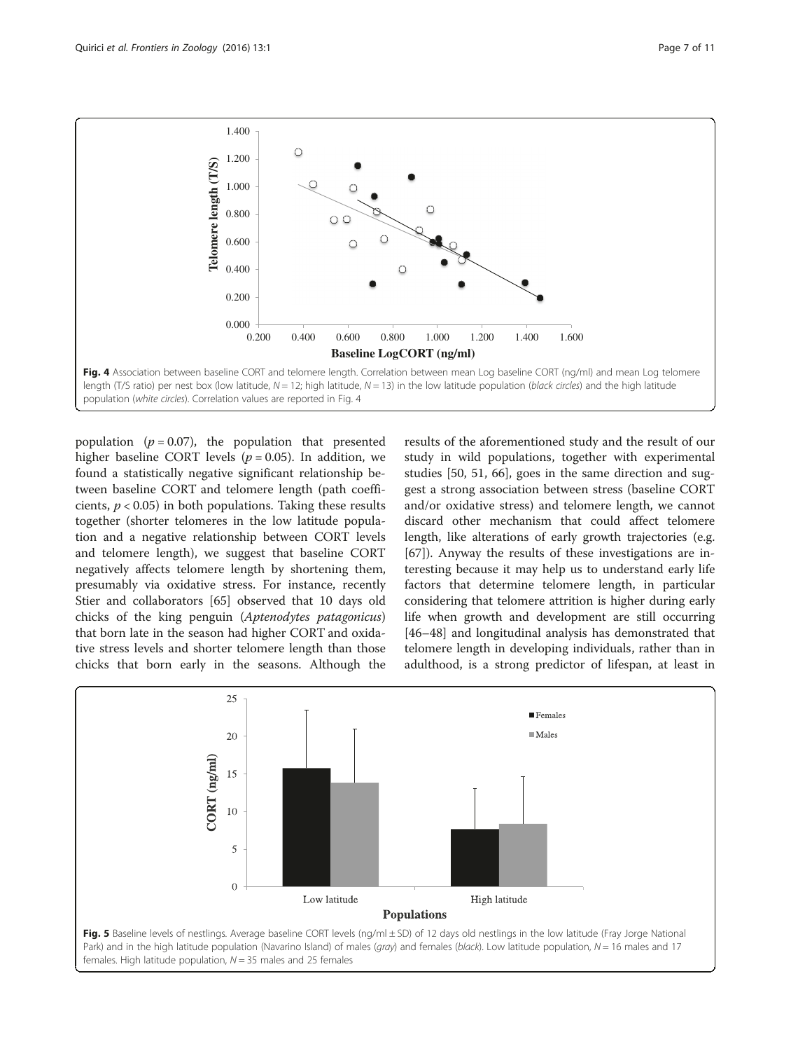Fig. 4 Association between baseline CORT and telomere length. Correlation between mean Log baseline CORT (ng/ml) and mean Log telomere length (T/S ratio) per nest box (low latitude, $N = 12$; high latitude, $N = 13$) in the low latitude population (*black circles*) and the high latitude population (*white circles*). Correlation values are reported in Fig. 4

population ($p = 0.07$), the population that presented higher baseline CORT levels ($p = 0.05$). In addition, we found a statistically negative significant relationship between baseline CORT and telomere length (path coefficients, $p < 0.05$) in both populations. Taking these results together (shorter telomeres in the low latitude population and a negative relationship between CORT levels and telomere length), we suggest that baseline CORT negatively affects telomere length by shortening them, presumably via oxidative stress. For instance, recently Stier and collaborators [65] observed that 10 days old chicks of the king penguin (*Aptenodytes patagonicus*) that born late in the season had higher CORT and oxidative stress levels and shorter telomere length than those chicks that born early in the seasons. Although the results of the aforementioned study and the result of our study in wild populations, together with experimental studies [50, 51, 66], goes in the same direction and suggest a strong association between stress (baseline CORT and/or oxidative stress) and telomere length, we cannot discard other mechanism that could affect telomere length, like alterations of early growth trajectories (e.g. [67]). Anyway the results of these investigations are interesting because it may help us to understand early life factors that determine telomere length, in particular considering that telomere attrition is higher during early life when growth and development are still occurring [46–48] and longitudinal analysis has demonstrated that telomere length in developing individuals, rather than in adulthood, is a strong predictor of lifespan, at least in

Fig. 5 Baseline levels of nestlings. Average baseline CORT levels (ng/ml ± SD) of 12 days old nestlings in the low latitude (Fray Jorge National Park) and in the high latitude population (Navarino Island) of males (*gray*) and females (*black*). Low latitude population, $N = 16$ males and 17 females. High latitude population, $N = 35$ males and 25 females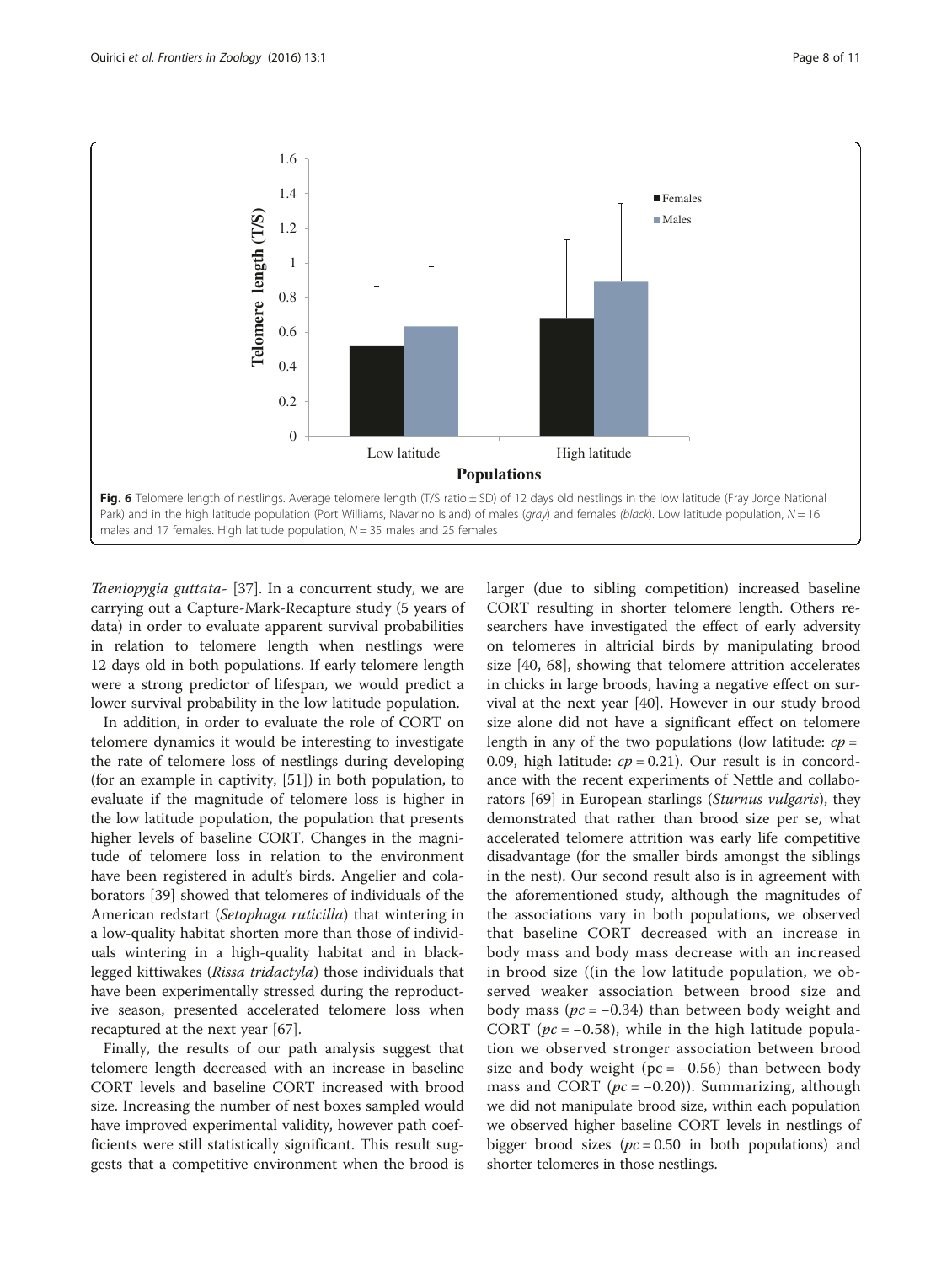**Fig. 6** Telomere length of nestlings. Average telomere length (T/S ratio ± SD) of 12 days old nestlings in the low latitude (Fray Jorge National Park) and in the high latitude population (Port Williams, Navarino Island) of males (*gray*) and females (*black*). Low latitude population, $N = 16$ males and 17 females. High latitude population, $N = 35$ males and 25 females

*Taeniopygia guttata*- [37]. In a concurrent study, we are carrying out a Capture-Mark-Recapture study (5 years of data) in order to evaluate apparent survival probabilities in relation to telomere length when nestlings were 12 days old in both populations. If early telomere length were a strong predictor of lifespan, we would predict a lower survival probability in the low latitude population.

In addition, in order to evaluate the role of CORT on telomere dynamics it would be interesting to investigate the rate of telomere loss of nestlings during developing (for an example in captivity, [51]) in both population, to evaluate if the magnitude of telomere loss is higher in the low latitude population, the population that presents higher levels of baseline CORT. Changes in the magnitude of telomere loss in relation to the environment have been registered in adult's birds. Angelier and colaborators [39] showed that telomeres of individuals of the American redstart (*Setophaga ruticilla*) that wintering in a low-quality habitat shorten more than those of individuals wintering in a high-quality habitat and in black-legged kittiwakes (*Rissa tridactyla*) those individuals that have been experimentally stressed during the reproductive season, presented accelerated telomere loss when recaptured at the next year [67].

Finally, the results of our path analysis suggest that telomere length decreased with an increase in baseline CORT levels and baseline CORT increased with brood size. Increasing the number of nest boxes sampled would have improved experimental validity, however path coefficients were still statistically significant. This result suggests that a competitive environment when the brood is larger (due to sibling competition) increased baseline CORT resulting in shorter telomere length. Others researchers have investigated the effect of early adversity on telomeres in altricial birds by manipulating brood size [40, 68], showing that telomere attrition accelerates in chicks in large broods, having a negative effect on survival at the next year [40]. However in our study brood size alone did not have a significant effect on telomere length in any of the two populations (low latitude: $cp = 0.09$, high latitude: $cp = 0.21$). Our result is in concordance with the recent experiments of Nettle and collaborators [69] in European starlings (*Sturnus vulgaris*), they demonstrated that rather than brood size per se, what accelerated telomere attrition was early life competitive disadvantage (for the smaller birds amongst the siblings in the nest). Our second result also is in agreement with the aforementioned study, although the magnitudes of the associations vary in both populations, we observed that baseline CORT decreased with an increase in body mass and body mass decrease with an increased in brood size ((in the low latitude population, we observed weaker association between brood size and body mass ($pc = -0.34$) than between body weight and CORT ($pc = -0.58$), while in the high latitude population we observed stronger association between brood size and body weight ($pc = -0.56$) than between body mass and CORT ($pc = -0.20$)). Summarizing, although we did not manipulate brood size, within each population we observed higher baseline CORT levels in nestlings of bigger brood sizes ($pc = 0.50$ in both populations) and shorter telomeres in those nestlings.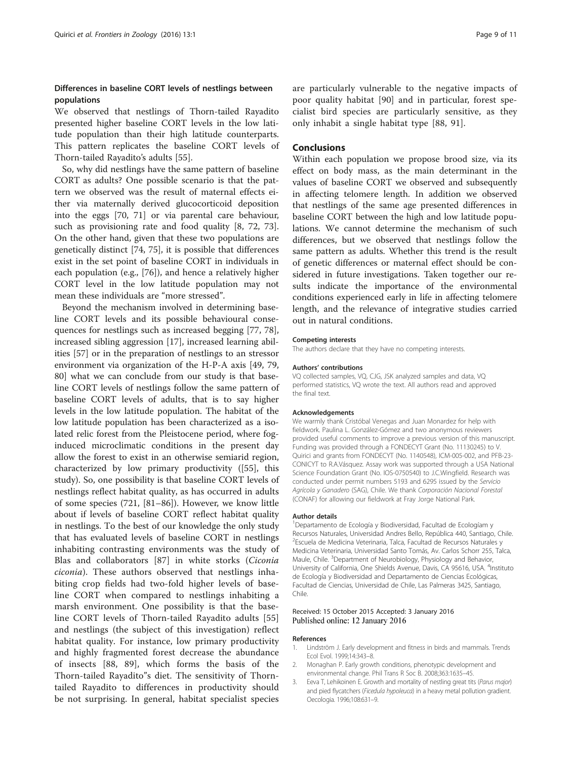### Differences in baseline CORT levels of nestlings between populations

We observed that nestlings of Thorn-tailed Rayadito presented higher baseline CORT levels in the low latitude population than their high latitude counterparts. This pattern replicates the baseline CORT levels of Thorn-tailed Rayadito's adults [55].

So, why did nestlings have the same pattern of baseline CORT as adults? One possible scenario is that the pattern we observed was the result of maternal effects either via maternally derived glucocorticoid deposition into the eggs [70, 71] or via parental care behaviour, such as provisioning rate and food quality [8, 72, 73]. On the other hand, given that these two populations are genetically distinct [74, 75], it is possible that differences exist in the set point of baseline CORT in individuals in each population (e.g., [76]), and hence a relatively higher CORT level in the low latitude population may not mean these individuals are "more stressed".

Beyond the mechanism involved in determining baseline CORT levels and its possible behavioural consequences for nestlings such as increased begging [77, 78], increased sibling aggression [17], increased learning abilities [57] or in the preparation of nestlings to an stressor environment via organization of the H-P-A axis [49, 79, 80] what we can conclude from our study is that baseline CORT levels of nestlings follow the same pattern of baseline CORT levels of adults, that is to say higher levels in the low latitude population. The habitat of the low latitude population has been characterized as a isolated relic forest from the Pleistocene period, where fog-induced microclimatic conditions in the present day allow the forest to exist in an otherwise semiarid region, characterized by low primary productivity ([55], this study). So, one possibility is that baseline CORT levels of nestlings reflect habitat quality, as has occurred in adults of some species (721, [81–86]). However, we know little about if levels of baseline CORT reflect habitat quality in nestlings. To the best of our knowledge the only study that has evaluated levels of baseline CORT in nestlings inhabiting contrasting environments was the study of Blas and collaborators [87] in white storks (*Ciconia ciconia*). These authors observed that nestlings inhabiting crop fields had two-fold higher levels of baseline CORT when compared to nestlings inhabiting a marsh environment. One possibility is that the baseline CORT levels of Thorn-tailed Rayadito adults [55] and nestlings (the subject of this investigation) reflect habitat quality. For instance, low primary productivity and highly fragmented forest decrease the abundance of insects [88, 89], which forms the basis of the Thorn-tailed Rayadito"s diet. The sensitivity of Thorn-tailed Rayadito to differences in productivity should be not surprising. In general, habitat specialist species are particularly vulnerable to the negative impacts of poor quality habitat [90] and in particular, forest specialist bird species are particularly sensitive, as they only inhabit a single habitat type [88, 91].

## Conclusions

Within each population we propose brood size, via its effect on body mass, as the main determinant in the values of baseline CORT we observed and subsequently in affecting telomere length. In addition we observed that nestlings of the same age presented differences in baseline CORT between the high and low latitude populations. We cannot determine the mechanism of such differences, but we observed that nestlings follow the same pattern as adults. Whether this trend is the result of genetic differences or maternal effect should be considered in future investigations. Taken together our results indicate the importance of the environmental conditions experienced early in life in affecting telomere length, and the relevance of integrative studies carried out in natural conditions.

#### Competing interests

The authors declare that they have no competing interests.

#### Authors' contributions

VQ collected samples, VQ, CJG, JSK analyzed samples and data, VQ performed statistics, VQ wrote the text. All authors read and approved the final text.

#### Acknowledgements

We warmly thank Cristóbal Venegas and Juan Monardez for help with fieldwork. Paulina L. González-Gómez and two anonymous reviewers provided useful comments to improve a previous version of this manuscript. Funding was provided through a FONDECYT Grant (No. 11130245) to V. Quirici and grants from FONDECYT (No. 1140548), ICM-005-002, and PFB-23-CONICYT to R.A.Vásquez. Assay work was supported through a USA National Science Foundation Grant (No. IOS-0750540) to J.C.Wingfield. Research was conducted under permit numbers 5193 and 6295 issued by the *Servicio Agrícola y Ganadero* (SAG), Chile. We thank *Corporación Nacional Forestal* (CONAF) for allowing our fieldwork at Fray Jorge National Park.

#### Author details

[1]Departamento de Ecología y Biodiversidad, Facultad de Ecologíam y Recursos Naturales, Universidad Andres Bello, República 440, Santiago, Chile. [2]Escuela de Medicina Veterinaria, Talca, Facultad de Recursos Naturales y Medicina Veterinaria, Universidad Santo Tomás, Av. Carlos Schorr 255, Talca, Maule, Chile. [3]Department of Neurobiology, Physiology and Behavior, University of California, One Shields Avenue, Davis, CA 95616, USA. [4]Instituto de Ecología y Biodiversidad and Departamento de Ciencias Ecológicas, Facultad de Ciencias, Universidad de Chile, Las Palmeras 3425, Santiago, Chile.

Received: 15 October 2015 Accepted: 3 January 2016
Published online: 12 January 2016

#### References

1. Lindström J. Early development and fitness in birds and mammals. Trends Ecol Evol. 1999;14:343–8.
2. Monaghan P. Early growth conditions, phenotypic development and environmental change. Phil Trans R Soc B. 2008;363:1635–45.
3. Eeva T, Lehikoinen E. Growth and mortality of nestling great tits (*Parus major*) and pied flycatchers (*Ficedula hypoleuca*) in a heavy metal pollution gradient. Oecologia. 1996;108:631–9.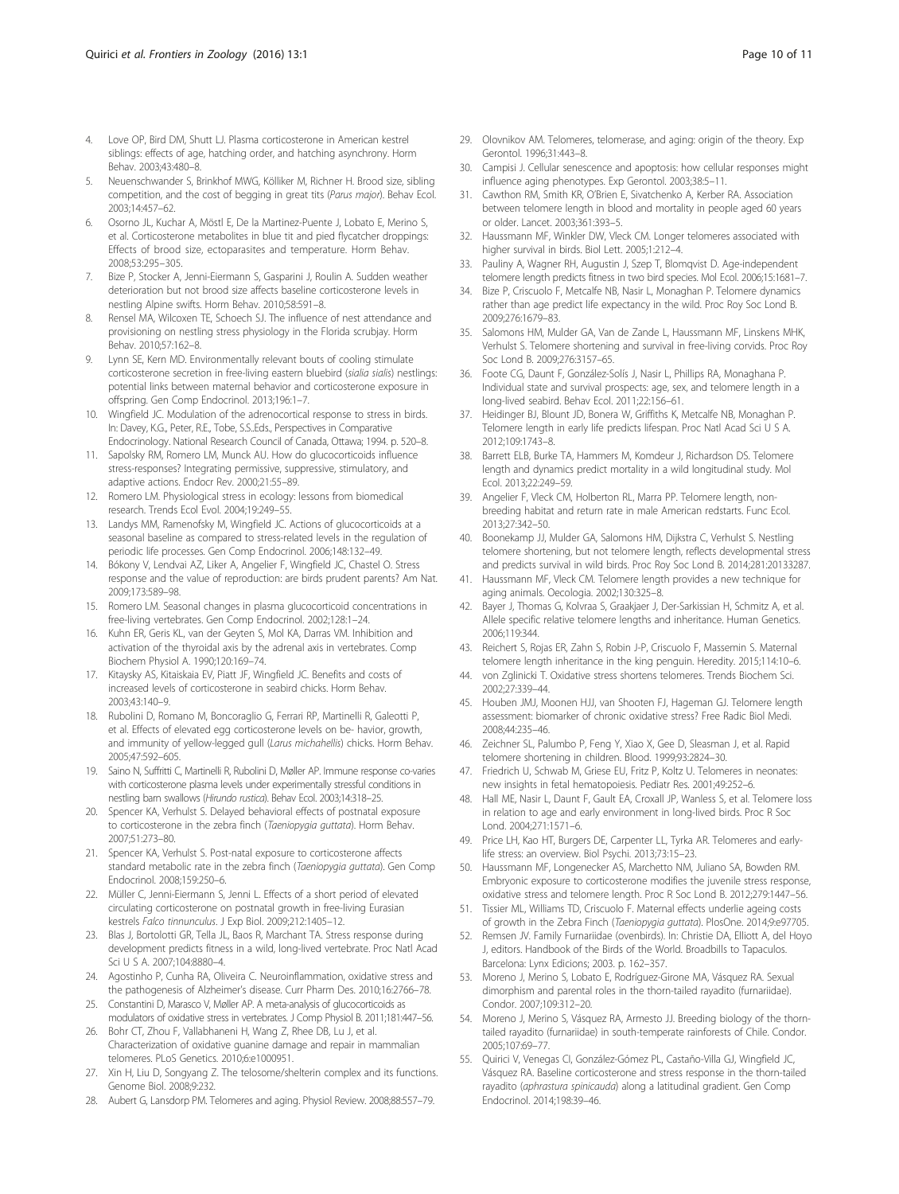4. Love OP, Bird DM, Shutt LJ. Plasma corticosterone in American kestrel siblings: effects of age, hatching order, and hatching asynchrony. Horm Behav. 2003;43:480–8.
5. Neuenschwander S, Brinkhof MWG, Kölliker M, Richner H. Brood size, sibling competition, and the cost of begging in great tits (*Parus major*). Behav Ecol. 2003;14:457–62.
6. Osorno JL, Kuchar A, Möstl E, De la Martinez-Puente J, Lobato E, Merino S, et al. Corticosterone metabolites in blue tit and pied flycatcher droppings: Effects of brood size, ectoparasites and temperature. Horm Behav. 2008;53:295–305.
7. Bize P, Stocker A, Jenni-Eiermann S, Gasparini J, Roulin A. Sudden weather deterioration but not brood size affects baseline corticosterone levels in nestling Alpine swifts. Horm Behav. 2010;58:591–8.
8. Rensel MA, Wilcoxen TE, Schoech SJ. The influence of nest attendance and provisioning on nestling stress physiology in the Florida scrubjay. Horm Behav. 2010;57:162–8.
9. Lynn SE, Kern MD. Environmentally relevant bouts of cooling stimulate corticosterone secretion in free-living eastern bluebird (*sialia sialis*) nestlings: potential links between maternal behavior and corticosterone exposure in offspring. Gen Comp Endocrinol. 2013;196:1–7.
10. Wingfield JC. Modulation of the adrenocortical response to stress in birds. In: Davey, K.G., Peter, R.E., Tobe, S.S..Eds., Perspectives in Comparative Endocrinology. National Research Council of Canada, Ottawa; 1994. p. 520–8.
11. Sapolsky RM, Romero LM, Munck AU. How do glucocorticoids influence stress-responses? Integrating permissive, suppressive, stimulatory, and adaptive actions. Endocr Rev. 2000;21:55–89.
12. Romero LM. Physiological stress in ecology: lessons from biomedical research. Trends Ecol Evol. 2004;19:249–55.
13. Landys MM, Ramenofsky M, Wingfield JC. Actions of glucocorticoids at a seasonal baseline as compared to stress-related levels in the regulation of periodic life processes. Gen Comp Endocrinol. 2006;148:132–49.
14. Bókony V, Lendvai AZ, Liker A, Angelier F, Wingfield JC, Chastel O. Stress response and the value of reproduction: are birds prudent parents? Am Nat. 2009;173:589–98.
15. Romero LM. Seasonal changes in plasma glucocorticoid concentrations in free-living vertebrates. Gen Comp Endocrinol. 2002;128:1–24.
16. Kuhn ER, Geris KL, van der Geyten S, Mol KA, Darras VM. Inhibition and activation of the thyroidal axis by the adrenal axis in vertebrates. Comp Biochem Physiol A. 1990;120:169–74.
17. Kitaysky AS, Kitaiskaia EV, Piatt JF, Wingfield JC. Benefits and costs of increased levels of corticosterone in seabird chicks. Horm Behav. 2003;43:140–9.
18. Rubolini D, Romano M, Boncoraglio G, Ferrari RP, Martinelli R, Galeotti P, et al. Effects of elevated egg corticosterone levels on be- havior, growth, and immunity of yellow-legged gull (*Larus michahellis*) chicks. Horm Behav. 2005;47:592–605.
19. Saino N, Suffritti C, Martinelli R, Rubolini D, Møller AP. Immune response co-varies with corticosterone plasma levels under experimentally stressful conditions in nestling barn swallows (*Hirundo rustica*). Behav Ecol. 2003;14:318–25.
20. Spencer KA, Verhulst S. Delayed behavioral effects of postnatal exposure to corticosterone in the zebra finch (*Taeniopygia guttata*). Horm Behav. 2007;51:273–80.
21. Spencer KA, Verhulst S. Post-natal exposure to corticosterone affects standard metabolic rate in the zebra finch (*Taeniopygia guttata*). Gen Comp Endocrinol. 2008;159:250–6.
22. Müller C, Jenni-Eiermann S, Jenni L. Effects of a short period of elevated circulating corticosterone on postnatal growth in free-living Eurasian kestrels *Falco tinnunculus*. J Exp Biol. 2009;212:1405–12.
23. Blas J, Bortolotti GR, Tella JL, Baos R, Marchant TA. Stress response during development predicts fitness in a wild, long-lived vertebrate. Proc Natl Acad Sci U S A. 2007;104:8880–4.
24. Agostinho P, Cunha RA, Oliveira C. Neuroinflammation, oxidative stress and the pathogenesis of Alzheimer's disease. Curr Pharm Des. 2010;16:2766–78.
25. Constantini D, Marasco V, Møller AP. A meta-analysis of glucocorticoids as modulators of oxidative stress in vertebrates. J Comp Physiol B. 2011;181:447–56.
26. Bohr CT, Zhou F, Vallabhaneni H, Wang Z, Rhee DB, Lu J, et al. Characterization of oxidative guanine damage and repair in mammalian telomeres. PLoS Genetics. 2010;6:e1000951.
27. Xin H, Liu D, Songyang Z. The telosome/shelterin complex and its functions. Genome Biol. 2008;9:232.
28. Aubert G, Lansdorp PM. Telomeres and aging. Physiol Review. 2008;88:557–79.
29. Olovnikov AM. Telomeres, telomerase, and aging: origin of the theory. Exp Gerontol. 1996;31:443–8.
30. Campisi J. Cellular senescence and apoptosis: how cellular responses might influence aging phenotypes. Exp Gerontol. 2003;38:5–11.
31. Cawthon RM, Smith KR, O'Brien E, Sivatchenko A, Kerber RA. Association between telomere length in blood and mortality in people aged 60 years or older. Lancet. 2003;361:393–5.
32. Haussmann MF, Winkler DW, Vleck CM. Longer telomeres associated with higher survival in birds. Biol Lett. 2005;1:212–4.
33. Pauliny A, Wagner RH, Augustin J, Szep T, Blomqvist D. Age-independent telomere length predicts fitness in two bird species. Mol Ecol. 2006;15:1681–7.
34. Bize P, Criscuolo F, Metcalfe NB, Nasir L, Monaghan P. Telomere dynamics rather than age predict life expectancy in the wild. Proc Roy Soc Lond B. 2009;276:1679–83.
35. Salomons HM, Mulder GA, Van de Zande L, Haussmann MF, Linskens MHK, Verhulst S. Telomere shortening and survival in free-living corvids. Proc Roy Soc Lond B. 2009;276:3157–65.
36. Foote CG, Daunt F, González-Solís J, Nasir L, Phillips RA, Monaghana P. Individual state and survival prospects: age, sex, and telomere length in a long-lived seabird. Behav Ecol. 2011;22:156–61.
37. Heidinger BJ, Blount JD, Bonera W, Griffiths K, Metcalfe NB, Monaghan P. Telomere length in early life predicts lifespan. Proc Natl Acad Sci U S A. 2012;109:1743–8.
38. Barrett ELB, Burke TA, Hammers M, Komdeur J, Richardson DS. Telomere length and dynamics predict mortality in a wild longitudinal study. Mol Ecol. 2013;22:249–59.
39. Angelier F, Vleck CM, Holberton RL, Marra PP. Telomere length, non-breeding habitat and return rate in male American redstarts. Func Ecol. 2013;27:342–50.
40. Boonekamp JJ, Mulder GA, Salomons HM, Dijkstra C, Verhulst S. Nestling telomere shortening, but not telomere length, reflects developmental stress and predicts survival in wild birds. Proc Roy Soc Lond B. 2014;281:20133287.
41. Haussmann MF, Vleck CM. Telomere length provides a new technique for aging animals. Oecologia. 2002;130:325–8.
42. Bayer J, Thomas G, Kolvraa S, Graakjaer J, Der-Sarkissian H, Schmitz A, et al. Allele specific relative telomere lengths and inheritance. Human Genetics. 2006;119:344.
43. Reichert S, Rojas ER, Zahn S, Robin J-P, Criscuolo F, Massemin S. Maternal telomere length inheritance in the king penguin. Heredity. 2015;114:10–6.
44. von Zglinicki T. Oxidative stress shortens telomeres. Trends Biochem Sci. 2002;27:339–44.
45. Houben JMJ, Moonen HJJ, van Shooten FJ, Hageman GJ. Telomere length assessment: biomarker of chronic oxidative stress? Free Radic Biol Medi. 2008;44:235–46.
46. Zeichner SL, Palumbo P, Feng Y, Xiao X, Gee D, Sleasman J, et al. Rapid telomere shortening in children. Blood. 1999;93:2824–30.
47. Friedrich U, Schwab M, Griese EU, Fritz P, Koltz U. Telomeres in neonates: new insights in fetal hematopoiesis. Pediatr Res. 2001;49:252–6.
48. Hall ME, Nasir L, Daunt F, Gault EA, Croxall JP, Wanless S, et al. Telomere loss in relation to age and early environment in long-lived birds. Proc R Soc Lond. 2004;271:1571–6.
49. Price LH, Kao HT, Burgers DE, Carpenter LL, Tyrka AR. Telomeres and early-life stress: an overview. Biol Psychi. 2013;73:15–23.
50. Haussmann MF, Longenecker AS, Marchetto NM, Juliano SA, Bowden RM. Embryonic exposure to corticosterone modifies the juvenile stress response, oxidative stress and telomere length. Proc R Soc Lond B. 2012;279:1447–56.
51. Tissier ML, Williams TD, Criscuolo F. Maternal effects underlie ageing costs of growth in the Zebra Finch (*Taeniopygia guttata*). PlosOne. 2014;9:e97705.
52. Remsen JV. Family Furnariidae (ovenbirds). In: Christie DA, Elliott A, del Hoyo J, editors. Handbook of the Birds of the World. Broadbills to Tapaculos. Barcelona: Lynx Edicions; 2003. p. 162–357.
53. Moreno J, Merino S, Lobato E, Rodríguez-Girone MA, Vásquez RA. Sexual dimorphism and parental roles in the thorn-tailed rayadito (furnariidae). Condor. 2007;109:312–20.
54. Moreno J, Merino S, Vásquez RA, Armesto JJ. Breeding biology of the thorn-tailed rayadito (furnariidae) in south-temperate rainforests of Chile. Condor. 2005;107:69–77.
55. Quirici V, Venegas CI, González-Gómez PL, Castaño-Villa GJ, Wingfield JC, Vásquez RA. Baseline corticosterone and stress response in the thorn-tailed rayadito (*aphrastura spinicauda*) along a latitudinal gradient. Gen Comp Endocrinol. 2014;198:39–46.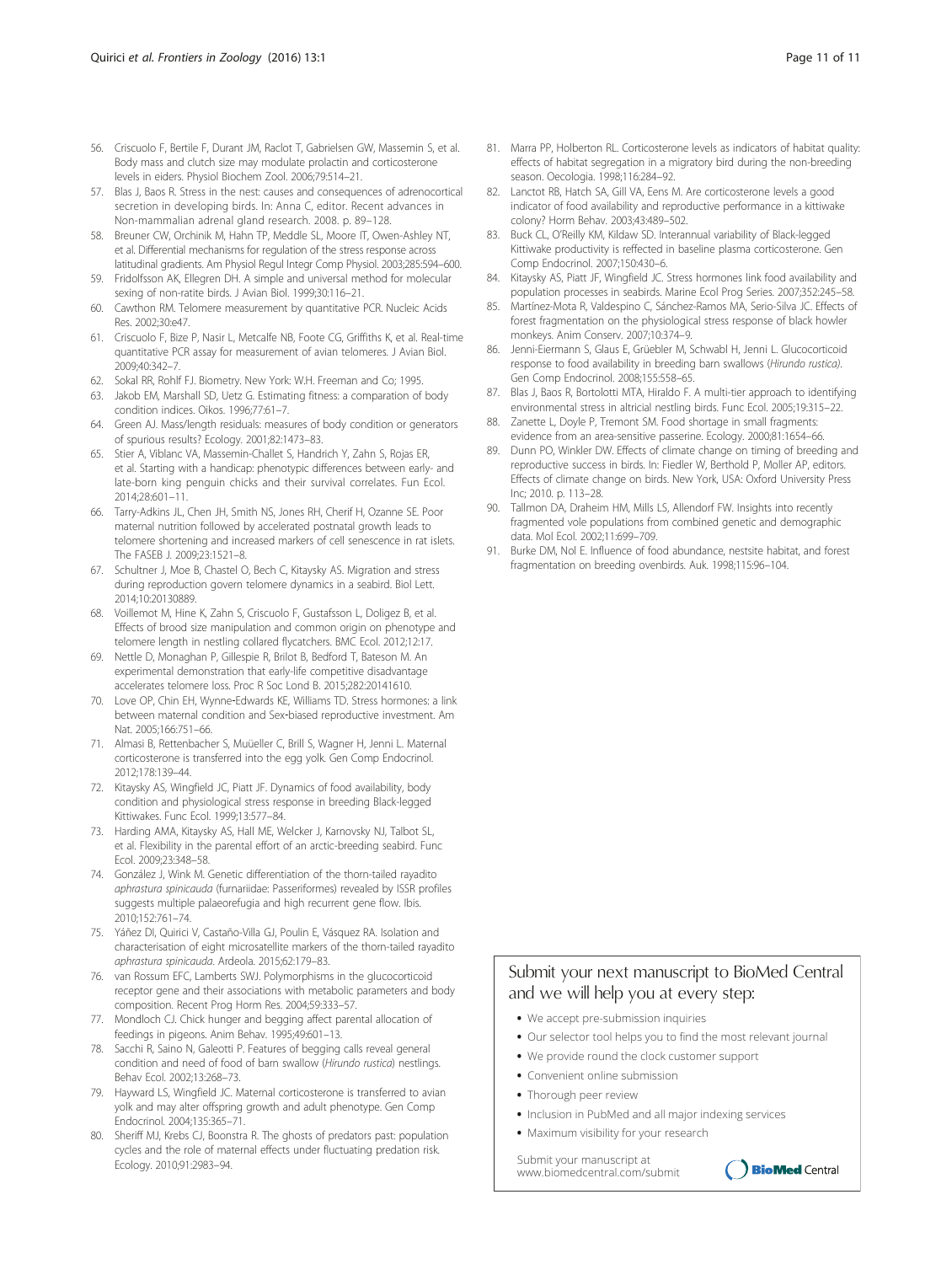56. Criscuolo F, Bertile F, Durant JM, Raclot T, Gabrielsen GW, Massemin S, et al. Body mass and clutch size may modulate prolactin and corticosterone levels in eiders. Physiol Biochem Zool. 2006;79:514–21.
57. Blas J, Baos R. Stress in the nest: causes and consequences of adrenocortical secretion in developing birds. In: Anna C, editor. Recent advances in Non-mammalian adrenal gland research. 2008. p. 89–128.
58. Breuner CW, Orchinik M, Hahn TP, Meddle SL, Moore IT, Owen-Ashley NT, et al. Differential mechanisms for regulation of the stress response across latitudinal gradients. Am Physiol Regul Integr Comp Physiol. 2003;285:594–600.
59. Fridolfsson AK, Ellegren DH. A simple and universal method for molecular sexing of non-ratite birds. J Avian Biol. 1999;30:116–21.
60. Cawthon RM. Telomere measurement by quantitative PCR. Nucleic Acids Res. 2002;30:e47.
61. Criscuolo F, Bize P, Nasir L, Metcalfe NB, Foote CG, Griffiths K, et al. Real-time quantitative PCR assay for measurement of avian telomeres. J Avian Biol. 2009;40:342–7.
62. Sokal RR, Rohlf FJ. Biometry. New York: W.H. Freeman and Co; 1995.
63. Jakob EM, Marshall SD, Uetz G. Estimating fitness: a comparation of body condition indices. Oikos. 1996;77:61–7.
64. Green AJ. Mass/length residuals: measures of body condition or generators of spurious results? Ecology. 2001;82:1473–83.
65. Stier A, Viblanc VA, Massemin-Challet S, Handrich Y, Zahn S, Rojas ER, et al. Starting with a handicap: phenotypic differences between early- and late-born king penguin chicks and their survival correlates. Fun Ecol. 2014;28:601–11.
66. Tarry-Adkins JL, Chen JH, Smith NS, Jones RH, Cherif H, Ozanne SE. Poor maternal nutrition followed by accelerated postnatal growth leads to telomere shortening and increased markers of cell senescence in rat islets. The FASEB J. 2009;23:1521–8.
67. Schultner J, Moe B, Chastel O, Bech C, Kitaysky AS. Migration and stress during reproduction govern telomere dynamics in a seabird. Biol Lett. 2014;10:20130889.
68. Voillemot M, Hine K, Zahn S, Criscuolo F, Gustafsson L, Doligez B, et al. Effects of brood size manipulation and common origin on phenotype and telomere length in nestling collared flycatchers. BMC Ecol. 2012;12:17.
69. Nettle D, Monaghan P, Gillespie R, Brilot B, Bedford T, Bateson M. An experimental demonstration that early-life competitive disadvantage accelerates telomere loss. Proc R Soc Lond B. 2015;282:20141610.
70. Love OP, Chin EH, Wynne-Edwards KE, Williams TD. Stress hormones: a link between maternal condition and Sex-biased reproductive investment. Am Nat. 2005;166:751–66.
71. Almasi B, Rettenbacher S, Muüeller C, Brill S, Wagner H, Jenni L. Maternal corticosterone is transferred into the egg yolk. Gen Comp Endocrinol. 2012;178:139–44.
72. Kitaysky AS, Wingfield JC, Piatt JF. Dynamics of food availability, body condition and physiological stress response in breeding Black-legged Kittiwakes. Func Ecol. 1999;13:577–84.
73. Harding AMA, Kitaysky AS, Hall ME, Welcker J, Karnovsky NJ, Talbot SL, et al. Flexibility in the parental effort of an arctic-breeding seabird. Func Ecol. 2009;23:348–58.
74. González J, Wink M. Genetic differentiation of the thorn-tailed rayadito *aphrastura spinicauda* (furnariidae: Passeriformes) revealed by ISSR profiles suggests multiple palaeorefugia and high recurrent gene flow. Ibis. 2010;152:761–74.
75. Yáñez DI, Quirici V, Castaño-Villa GJ, Poulin E, Vásquez RA. Isolation and characterisation of eight microsatellite markers of the thorn-tailed rayadito *aphrastura spinicauda*. Ardeola. 2015;62:179–83.
76. van Rossum EFC, Lamberts SWJ. Polymorphisms in the glucocorticoid receptor gene and their associations with metabolic parameters and body composition. Recent Prog Horm Res. 2004;59:333–57.
77. Mondloch CJ. Chick hunger and begging affect parental allocation of feedings in pigeons. Anim Behav. 1995;49:601–13.
78. Sacchi R, Saino N, Galeotti P. Features of begging calls reveal general condition and need of food of barn swallow (*Hirundo rustica*) nestlings. Behav Ecol. 2002;13:268–73.
79. Hayward LS, Wingfield JC. Maternal corticosterone is transferred to avian yolk and may alter offspring growth and adult phenotype. Gen Comp Endocrinol. 2004;135:365–71.
80. Sheriff MJ, Krebs CJ, Boonstra R. The ghosts of predators past: population cycles and the role of maternal effects under fluctuating predation risk. Ecology. 2010;91:2983–94.
81. Marra PP, Holberton RL. Corticosterone levels as indicators of habitat quality: effects of habitat segregation in a migratory bird during the non-breeding season. Oecologia. 1998;116:284–92.
82. Lanctot RB, Hatch SA, Gill VA, Eens M. Are corticosterone levels a good indicator of food availability and reproductive performance in a kittiwake colony? Horm Behav. 2003;43:489–502.
83. Buck CL, O'Reilly KM, Kildaw SD. Interannual variability of Black-legged Kittiwake productivity is reffected in baseline plasma corticosterone. Gen Comp Endocrinol. 2007;150:430–6.
84. Kitaysky AS, Piatt JF, Wingfield JC. Stress hormones link food availability and population processes in seabirds. Marine Ecol Prog Series. 2007;352:245–58.
85. Martínez-Mota R, Valdespino C, Sánchez-Ramos MA, Serio-Silva JC. Effects of forest fragmentation on the physiological stress response of black howler monkeys. Anim Conserv. 2007;10:374–9.
86. Jenni-Eiermann S, Glaus E, Grüebler M, Schwabl H, Jenni L. Glucocorticoid response to food availability in breeding barn swallows (*Hirundo rustica)*. Gen Comp Endocrinol. 2008;155:558–65.
87. Blas J, Baos R, Bortolotti MTA, Hiraldo F. A multi-tier approach to identifying environmental stress in altricial nestling birds. Func Ecol. 2005;19:315–22.
88. Zanette L, Doyle P, Tremont SM. Food shortage in small fragments: evidence from an area-sensitive passerine. Ecology. 2000;81:1654–66.
89. Dunn PO, Winkler DW. Effects of climate change on timing of breeding and reproductive success in birds. In: Fiedler W, Berthold P, Moller AP, editors. Effects of climate change on birds. New York, USA: Oxford University Press Inc; 2010. p. 113–28.
90. Tallmon DA, Draheim HM, Mills LS, Allendorf FW. Insights into recently fragmented vole populations from combined genetic and demographic data. Mol Ecol. 2002;11:699–709.
91. Burke DM, Nol E. Influence of food abundance, nestsite habitat, and forest fragmentation on breeding ovenbirds. Auk. 1998;115:96–104.

Submit your next manuscript to BioMed Central and we will help you at every step:

- We accept pre-submission inquiries
- Our selector tool helps you to find the most relevant journal
- We provide round the clock customer support
- Convenient online submission
- Thorough peer review
- Inclusion in PubMed and all major indexing services
- Maximum visibility for your research

Submit your manuscript at www.biomedcentral.com/submit

BioMed Central